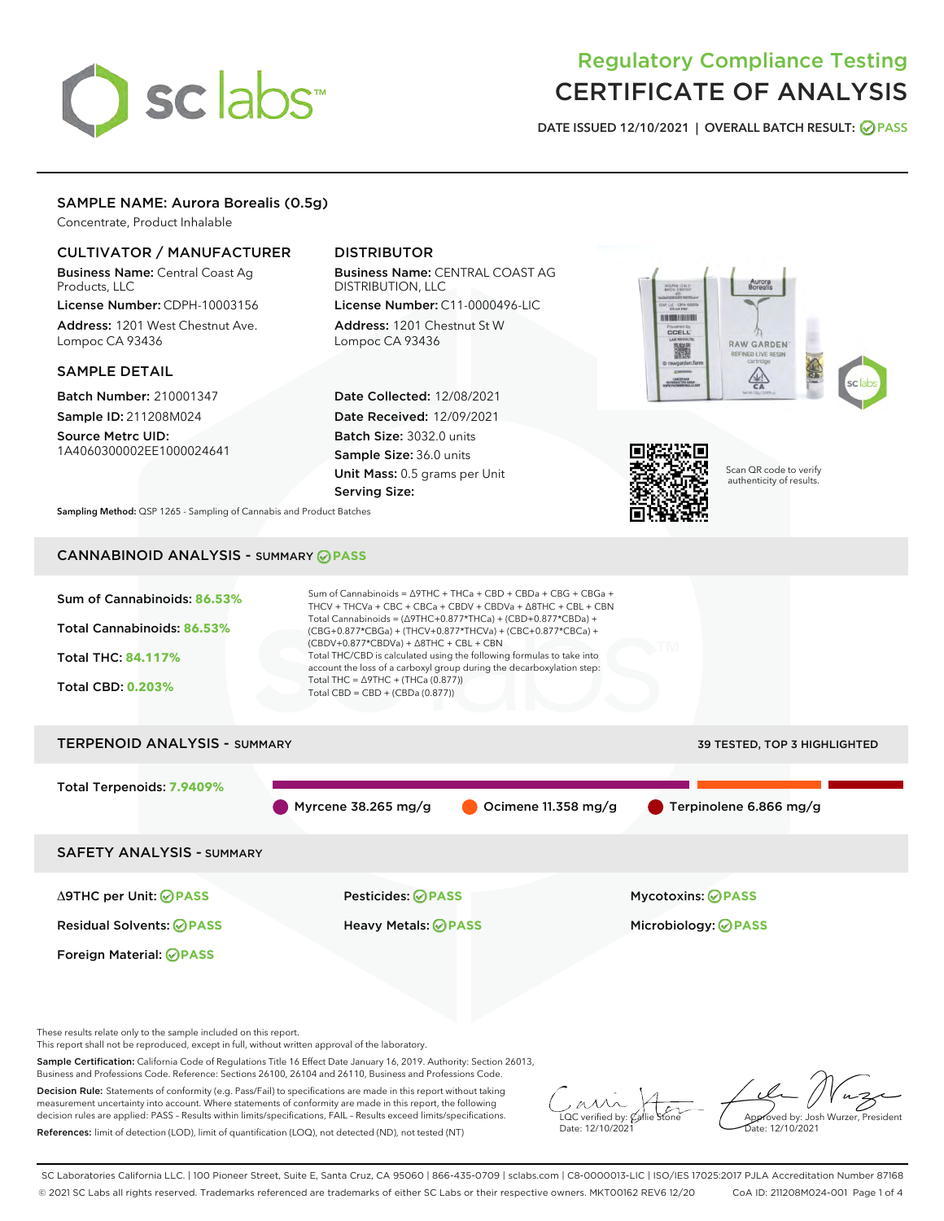# Regulatory Compliance Testing
# CERTIFICATE OF ANALYSIS

DATE ISSUED 12/10/2021 | OVERALL BATCH RESULT: PASS

## SAMPLE NAME: Aurora Borealis (0.5g)

Concentrate, Product Inhalable

### CULTIVATOR / MANUFACTURER

**Business Name:** Central Coast Ag Products, LLC

**License Number:** CDPH-10003156

**Address:** 1201 West Chestnut Ave. Lompoc CA 93436

### DISTRIBUTOR

**Business Name:** CENTRAL COAST AG DISTRIBUTION, LLC

**License Number:** C11-0000496-LIC

**Address:** 1201 Chestnut St W Lompoc CA 93436

### SAMPLE DETAIL

**Batch Number:** 210001347

**Sample ID:** 211208M024

**Source Metrc UID:** 1A4060300002EE1000024641

**Date Collected:** 12/08/2021

**Date Received:** 12/09/2021

**Batch Size:** 3032.0 units

**Sample Size:** 36.0 units

**Unit Mass:** 0.5 grams per Unit

**Serving Size:**

Scan QR code to verify authenticity of results.

**Sampling Method:** QSP 1265 - Sampling of Cannabis and Product Batches

## CANNABINOID ANALYSIS - SUMMARY PASS

Sum of Cannabinoids: **86.53%**

Total Cannabinoids: **86.53%**

Total THC: **84.117%**

Total CBD: **0.203%**

Sum of Cannabinoids = Δ9THC + THCa + CBD + CBDa + CBG + CBGa + THCV + THCVa + CBC + CBCa + CBDV + CBDVa + Δ8THC + CBL + CBN

Total Cannabinoids = (Δ9THC+0.877*THCa) + (CBD+0.877*CBDa) + (CBG+0.877*CBGa) + (THCV+0.877*THCVa) + (CBC+0.877*CBCa) + (CBDV+0.877*CBDVa) + Δ8THC + CBL + CBN

Total THC/CBD is calculated using the following formulas to take into account the loss of a carboxyl group during the decarboxylation step:

Total THC = Δ9THC + (THCa (0.877))

Total CBD = CBD + (CBDa (0.877))

## TERPENOID ANALYSIS - SUMMARY

39 TESTED, TOP 3 HIGHLIGHTED

Total Terpenoids: **7.9409%**

Myrcene 38.265 mg/g

Ocimene 11.358 mg/g

Terpinolene 6.866 mg/g

## SAFETY ANALYSIS - SUMMARY

Δ9THC per Unit: PASS

Pesticides: PASS

Mycotoxins: PASS

Residual Solvents: PASS

Heavy Metals: PASS

Microbiology: PASS

Foreign Material: PASS

These results relate only to the sample included on this report.
This report shall not be reproduced, except in full, without written approval of the laboratory.

**Sample Certification:** California Code of Regulations Title 16 Effect Date January 16, 2019. Authority: Section 26013, Business and Professions Code. Reference: Sections 26100, 26104 and 26110, Business and Professions Code.

**Decision Rule:** Statements of conformity (e.g. Pass/Fail) to specifications are made in this report without taking measurement uncertainty into account. Where statements of conformity are made in this report, the following decision rules are applied: PASS - Results within limits/specifications, FAIL - Results exceed limits/specifications.

**References:** limit of detection (LOD), limit of quantification (LOQ), not detected (ND), not tested (NT)

LQC verified by: Callie Stone
Date: 12/10/2021

Approved by: Josh Wurzer, President
Date: 12/10/2021

SC Laboratories California LLC. | 100 Pioneer Street, Suite E, Santa Cruz, CA 95060 | 866-435-0709 | sclabs.com | C8-0000013-LIC | ISO/IES 17025:2017 PJLA Accreditation Number 87168
© 2021 SC Labs all rights reserved. Trademarks referenced are trademarks of either SC Labs or their respective owners. MKT00162 REV6 12/20 CoA ID: 211208M024-001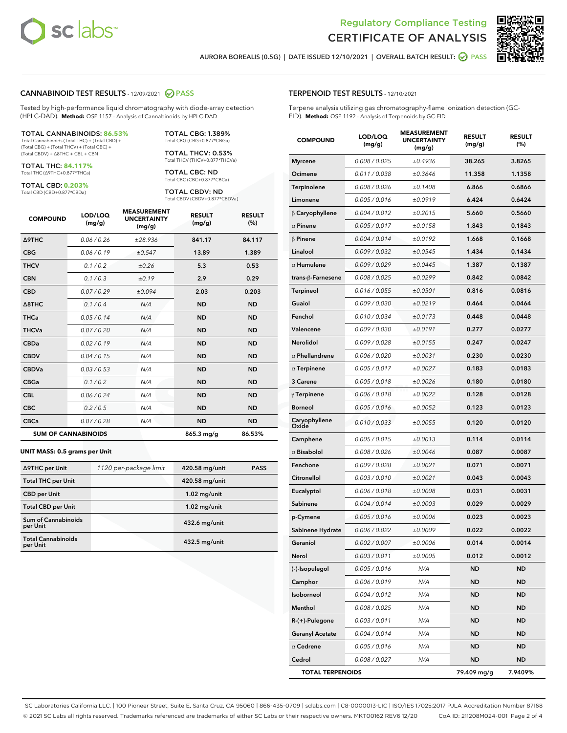# Regulatory Compliance Testing
# CERTIFICATE OF ANALYSIS

AURORA BOREALIS (0.5G) | DATE ISSUED 12/10/2021 | OVERALL BATCH RESULT: PASS

## CANNABINOID TEST RESULTS - 12/09/2021 PASS

Tested by high-performance liquid chromatography with diode-array detection (HPLC-DAD). **Method:** QSP 1157 - Analysis of Cannabinoids by HPLC-DAD

**TOTAL CANNABINOIDS: 86.53%**
Total Cannabinoids (Total THC) + (Total CBD) + (Total CBG) + (Total THCV) + (Total CBC) + (Total CBDV) + Δ8THC + CBL + CBN

**TOTAL THC: 84.117%**
Total THC (Δ9THC+0.877*THCa)

**TOTAL CBD: 0.203%**
Total CBD (CBD+0.877*CBDa)

**TOTAL CBG: 1.389%**
Total CBG (CBG+0.877*CBGa)

**TOTAL THCV: 0.53%**
Total THCV (THCV+0.877*THCVa)

**TOTAL CBC: ND**
Total CBC (CBC+0.877*CBCa)

**TOTAL CBDV: ND**
Total CBDV (CBDV+0.877*CBDVa)

| COMPOUND | LOD/LOQ (mg/g) | MEASUREMENT UNCERTAINTY (mg/g) | RESULT (mg/g) | RESULT (%) |
|---|---|---|---|---|
| Δ9THC | 0.06 / 0.26 | ±28.936 | 841.17 | 84.117 |
| CBG | 0.06 / 0.19 | ±0.547 | 13.89 | 1.389 |
| THCV | 0.1 / 0.2 | ±0.26 | 5.3 | 0.53 |
| CBN | 0.1 / 0.3 | ±0.19 | 2.9 | 0.29 |
| CBD | 0.07 / 0.29 | ±0.094 | 2.03 | 0.203 |
| Δ8THC | 0.1 / 0.4 | N/A | ND | ND |
| THCa | 0.05 / 0.14 | N/A | ND | ND |
| THCVa | 0.07 / 0.20 | N/A | ND | ND |
| CBDa | 0.02 / 0.19 | N/A | ND | ND |
| CBDV | 0.04 / 0.15 | N/A | ND | ND |
| CBDVa | 0.03 / 0.53 | N/A | ND | ND |
| CBGa | 0.1 / 0.2 | N/A | ND | ND |
| CBL | 0.06 / 0.24 | N/A | ND | ND |
| CBC | 0.2 / 0.5 | N/A | ND | ND |
| CBCa | 0.07 / 0.28 | N/A | ND | ND |
| **SUM OF CANNABINOIDS** | | | **865.3 mg/g** | **86.53%** |

**UNIT MASS: 0.5 grams per Unit**

| | | | |
|---|---|---|---|
| Δ9THC per Unit | 1120 per-package limit | 420.58 mg/unit | PASS |
| Total THC per Unit | | 420.58 mg/unit | |
| CBD per Unit | | 1.02 mg/unit | |
| Total CBD per Unit | | 1.02 mg/unit | |
| Sum of Cannabinoids per Unit | | 432.6 mg/unit | |
| Total Cannabinoids per Unit | | 432.5 mg/unit | |

## TERPENOID TEST RESULTS - 12/10/2021

Terpene analysis utilizing gas chromatography-flame ionization detection (GC-FID). **Method:** QSP 1192 - Analysis of Terpenoids by GC-FID

| COMPOUND | LOD/LOQ (mg/g) | MEASUREMENT UNCERTAINTY (mg/g) | RESULT (mg/g) | RESULT (%) |
|---|---|---|---|---|
| Myrcene | 0.008 / 0.025 | ±0.4936 | 38.265 | 3.8265 |
| Ocimene | 0.011 / 0.038 | ±0.3646 | 11.358 | 1.1358 |
| Terpinolene | 0.008 / 0.026 | ±0.1408 | 6.866 | 0.6866 |
| Limonene | 0.005 / 0.016 | ±0.0919 | 6.424 | 0.6424 |
| β Caryophyllene | 0.004 / 0.012 | ±0.2015 | 5.660 | 0.5660 |
| α Pinene | 0.005 / 0.017 | ±0.0158 | 1.843 | 0.1843 |
| β Pinene | 0.004 / 0.014 | ±0.0192 | 1.668 | 0.1668 |
| Linalool | 0.009 / 0.032 | ±0.0545 | 1.434 | 0.1434 |
| α Humulene | 0.009 / 0.029 | ±0.0445 | 1.387 | 0.1387 |
| trans-β-Farnesene | 0.008 / 0.025 | ±0.0299 | 0.842 | 0.0842 |
| Terpineol | 0.016 / 0.055 | ±0.0501 | 0.816 | 0.0816 |
| Guaiol | 0.009 / 0.030 | ±0.0219 | 0.464 | 0.0464 |
| Fenchol | 0.010 / 0.034 | ±0.0173 | 0.448 | 0.0448 |
| Valencene | 0.009 / 0.030 | ±0.0191 | 0.277 | 0.0277 |
| Nerolidol | 0.009 / 0.028 | ±0.0155 | 0.247 | 0.0247 |
| α Phellandrene | 0.006 / 0.020 | ±0.0031 | 0.230 | 0.0230 |
| α Terpinene | 0.005 / 0.017 | ±0.0027 | 0.183 | 0.0183 |
| 3 Carene | 0.005 / 0.018 | ±0.0026 | 0.180 | 0.0180 |
| γ Terpinene | 0.006 / 0.018 | ±0.0022 | 0.128 | 0.0128 |
| Borneol | 0.005 / 0.016 | ±0.0052 | 0.123 | 0.0123 |
| Caryophyllene Oxide | 0.010 / 0.033 | ±0.0055 | 0.120 | 0.0120 |
| Camphene | 0.005 / 0.015 | ±0.0013 | 0.114 | 0.0114 |
| α Bisabolol | 0.008 / 0.026 | ±0.0046 | 0.087 | 0.0087 |
| Fenchone | 0.009 / 0.028 | ±0.0021 | 0.071 | 0.0071 |
| Citronellol | 0.003 / 0.010 | ±0.0021 | 0.043 | 0.0043 |
| Eucalyptol | 0.006 / 0.018 | ±0.0008 | 0.031 | 0.0031 |
| Sabinene | 0.004 / 0.014 | ±0.0003 | 0.029 | 0.0029 |
| p-Cymene | 0.005 / 0.016 | ±0.0006 | 0.023 | 0.0023 |
| Sabinene Hydrate | 0.006 / 0.022 | ±0.0009 | 0.022 | 0.0022 |
| Geraniol | 0.002 / 0.007 | ±0.0006 | 0.014 | 0.0014 |
| Nerol | 0.003 / 0.011 | ±0.0005 | 0.012 | 0.0012 |
| (-)-Isopulegol | 0.005 / 0.016 | N/A | ND | ND |
| Camphor | 0.006 / 0.019 | N/A | ND | ND |
| Isoborneol | 0.004 / 0.012 | N/A | ND | ND |
| Menthol | 0.008 / 0.025 | N/A | ND | ND |
| R-(+)-Pulegone | 0.003 / 0.011 | N/A | ND | ND |
| Geranyl Acetate | 0.004 / 0.014 | N/A | ND | ND |
| α Cedrene | 0.005 / 0.016 | N/A | ND | ND |
| Cedrol | 0.008 / 0.027 | N/A | ND | ND |
| **TOTAL TERPENOIDS** | | | **79.409 mg/g** | **7.9409%** |

SC Laboratories California LLC. | 100 Pioneer Street, Suite E, Santa Cruz, CA 95060 | 866-435-0709 | sclabs.com | C8-0000013-LIC | ISO/IES 17025:2017 PJLA Accreditation Number 87168
© 2021 SC Labs all rights reserved. Trademarks referenced are trademarks of either SC Labs or their respective owners. MKT00162 REV6 12/20 CoA ID: 211208M024-001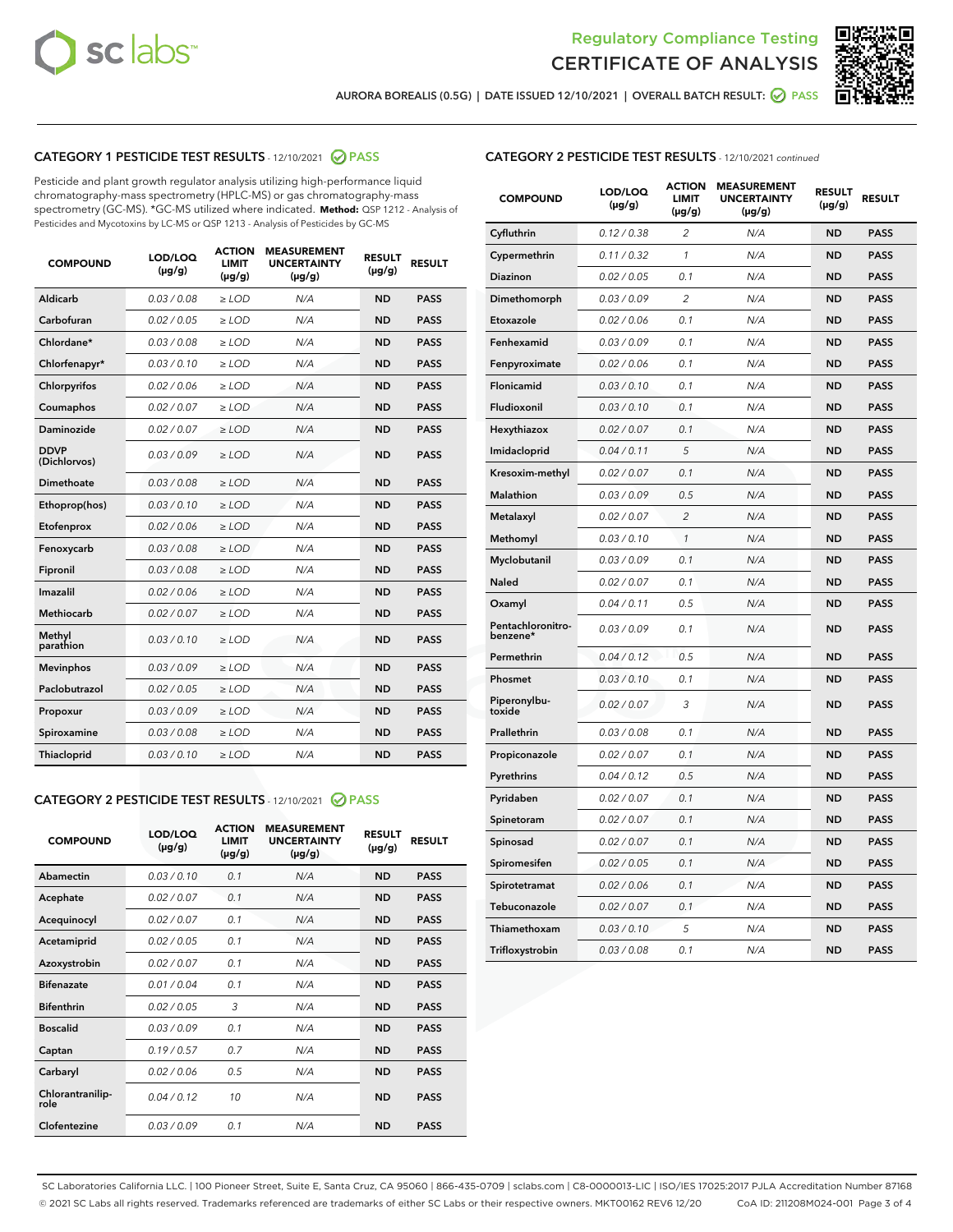Regulatory Compliance Testing
CERTIFICATE OF ANALYSIS

AURORA BOREALIS (0.5G) | DATE ISSUED 12/10/2021 | OVERALL BATCH RESULT: PASS

## CATEGORY 1 PESTICIDE TEST RESULTS - 12/10/2021 PASS

Pesticide and plant growth regulator analysis utilizing high-performance liquid chromatography-mass spectrometry (HPLC-MS) or gas chromatography-mass spectrometry (GC-MS). *GC-MS utilized where indicated. **Method:** QSP 1212 - Analysis of Pesticides and Mycotoxins by LC-MS or QSP 1213 - Analysis of Pesticides by GC-MS

| COMPOUND | LOD/LOQ (µg/g) | ACTION LIMIT (µg/g) | MEASUREMENT UNCERTAINTY (µg/g) | RESULT (µg/g) | RESULT |
|---|---|---|---|---|---|
| Aldicarb | 0.03 / 0.08 | ≥ LOD | N/A | ND | PASS |
| Carbofuran | 0.02 / 0.05 | ≥ LOD | N/A | ND | PASS |
| Chlordane* | 0.03 / 0.08 | ≥ LOD | N/A | ND | PASS |
| Chlorfenapyr* | 0.03 / 0.10 | ≥ LOD | N/A | ND | PASS |
| Chlorpyrifos | 0.02 / 0.06 | ≥ LOD | N/A | ND | PASS |
| Coumaphos | 0.02 / 0.07 | ≥ LOD | N/A | ND | PASS |
| Daminozide | 0.02 / 0.07 | ≥ LOD | N/A | ND | PASS |
| DDVP (Dichlorvos) | 0.03 / 0.09 | ≥ LOD | N/A | ND | PASS |
| Dimethoate | 0.03 / 0.08 | ≥ LOD | N/A | ND | PASS |
| Ethoprop(hos) | 0.03 / 0.10 | ≥ LOD | N/A | ND | PASS |
| Etofenprox | 0.02 / 0.06 | ≥ LOD | N/A | ND | PASS |
| Fenoxycarb | 0.03 / 0.08 | ≥ LOD | N/A | ND | PASS |
| Fipronil | 0.03 / 0.08 | ≥ LOD | N/A | ND | PASS |
| Imazalil | 0.02 / 0.06 | ≥ LOD | N/A | ND | PASS |
| Methiocarb | 0.02 / 0.07 | ≥ LOD | N/A | ND | PASS |
| Methyl parathion | 0.03 / 0.10 | ≥ LOD | N/A | ND | PASS |
| Mevinphos | 0.03 / 0.09 | ≥ LOD | N/A | ND | PASS |
| Paclobutrazol | 0.02 / 0.05 | ≥ LOD | N/A | ND | PASS |
| Propoxur | 0.03 / 0.09 | ≥ LOD | N/A | ND | PASS |
| Spiroxamine | 0.03 / 0.08 | ≥ LOD | N/A | ND | PASS |
| Thiacloprid | 0.03 / 0.10 | ≥ LOD | N/A | ND | PASS |

## CATEGORY 2 PESTICIDE TEST RESULTS - 12/10/2021 PASS

| COMPOUND | LOD/LOQ (µg/g) | ACTION LIMIT (µg/g) | MEASUREMENT UNCERTAINTY (µg/g) | RESULT (µg/g) | RESULT |
|---|---|---|---|---|---|
| Abamectin | 0.03 / 0.10 | 0.1 | N/A | ND | PASS |
| Acephate | 0.02 / 0.07 | 0.1 | N/A | ND | PASS |
| Acequinocyl | 0.02 / 0.07 | 0.1 | N/A | ND | PASS |
| Acetamiprid | 0.02 / 0.05 | 0.1 | N/A | ND | PASS |
| Azoxystrobin | 0.02 / 0.07 | 0.1 | N/A | ND | PASS |
| Bifenazate | 0.01 / 0.04 | 0.1 | N/A | ND | PASS |
| Bifenthrin | 0.02 / 0.05 | 3 | N/A | ND | PASS |
| Boscalid | 0.03 / 0.09 | 0.1 | N/A | ND | PASS |
| Captan | 0.19 / 0.57 | 0.7 | N/A | ND | PASS |
| Carbaryl | 0.02 / 0.06 | 0.5 | N/A | ND | PASS |
| Chlorantraniliprole | 0.04 / 0.12 | 10 | N/A | ND | PASS |
| Clofentezine | 0.03 / 0.09 | 0.1 | N/A | ND | PASS |
| Cyfluthrin | 0.12 / 0.38 | 2 | N/A | ND | PASS |
| Cypermethrin | 0.11 / 0.32 | 1 | N/A | ND | PASS |
| Diazinon | 0.02 / 0.05 | 0.1 | N/A | ND | PASS |
| Dimethomorph | 0.03 / 0.09 | 2 | N/A | ND | PASS |
| Etoxazole | 0.02 / 0.06 | 0.1 | N/A | ND | PASS |
| Fenhexamid | 0.03 / 0.09 | 0.1 | N/A | ND | PASS |
| Fenpyroximate | 0.02 / 0.06 | 0.1 | N/A | ND | PASS |
| Flonicamid | 0.03 / 0.10 | 0.1 | N/A | ND | PASS |
| Fludioxonil | 0.03 / 0.10 | 0.1 | N/A | ND | PASS |
| Hexythiazox | 0.02 / 0.07 | 0.1 | N/A | ND | PASS |
| Imidacloprid | 0.04 / 0.11 | 5 | N/A | ND | PASS |
| Kresoxim-methyl | 0.02 / 0.07 | 0.1 | N/A | ND | PASS |
| Malathion | 0.03 / 0.09 | 0.5 | N/A | ND | PASS |
| Metalaxyl | 0.02 / 0.07 | 2 | N/A | ND | PASS |
| Methomyl | 0.03 / 0.10 | 1 | N/A | ND | PASS |
| Myclobutanil | 0.03 / 0.09 | 0.1 | N/A | ND | PASS |
| Naled | 0.02 / 0.07 | 0.1 | N/A | ND | PASS |
| Oxamyl | 0.04 / 0.11 | 0.5 | N/A | ND | PASS |
| Pentachloronitrobenzene* | 0.03 / 0.09 | 0.1 | N/A | ND | PASS |
| Permethrin | 0.04 / 0.12 | 0.5 | N/A | ND | PASS |
| Phosmet | 0.03 / 0.10 | 0.1 | N/A | ND | PASS |
| Piperonylbutoxide | 0.02 / 0.07 | 3 | N/A | ND | PASS |
| Prallethrin | 0.03 / 0.08 | 0.1 | N/A | ND | PASS |
| Propiconazole | 0.02 / 0.07 | 0.1 | N/A | ND | PASS |
| Pyrethrins | 0.04 / 0.12 | 0.5 | N/A | ND | PASS |
| Pyridaben | 0.02 / 0.07 | 0.1 | N/A | ND | PASS |
| Spinetoram | 0.02 / 0.07 | 0.1 | N/A | ND | PASS |
| Spinosad | 0.02 / 0.07 | 0.1 | N/A | ND | PASS |
| Spiromesifen | 0.02 / 0.05 | 0.1 | N/A | ND | PASS |
| Spirotetramat | 0.02 / 0.06 | 0.1 | N/A | ND | PASS |
| Tebuconazole | 0.02 / 0.07 | 0.1 | N/A | ND | PASS |
| Thiamethoxam | 0.03 / 0.10 | 5 | N/A | ND | PASS |
| Trifloxystrobin | 0.03 / 0.08 | 0.1 | N/A | ND | PASS |

SC Laboratories California LLC. | 100 Pioneer Street, Suite E, Santa Cruz, CA 95060 | 866-435-0709 | sclabs.com | C8-0000013-LIC | ISO/IES 17025:2017 PJLA Accreditation Number 87168
© 2021 SC Labs all rights reserved. Trademarks referenced are trademarks of either SC Labs or their respective owners. MKT00162 REV6 12/20 CoA ID: 211208M024-001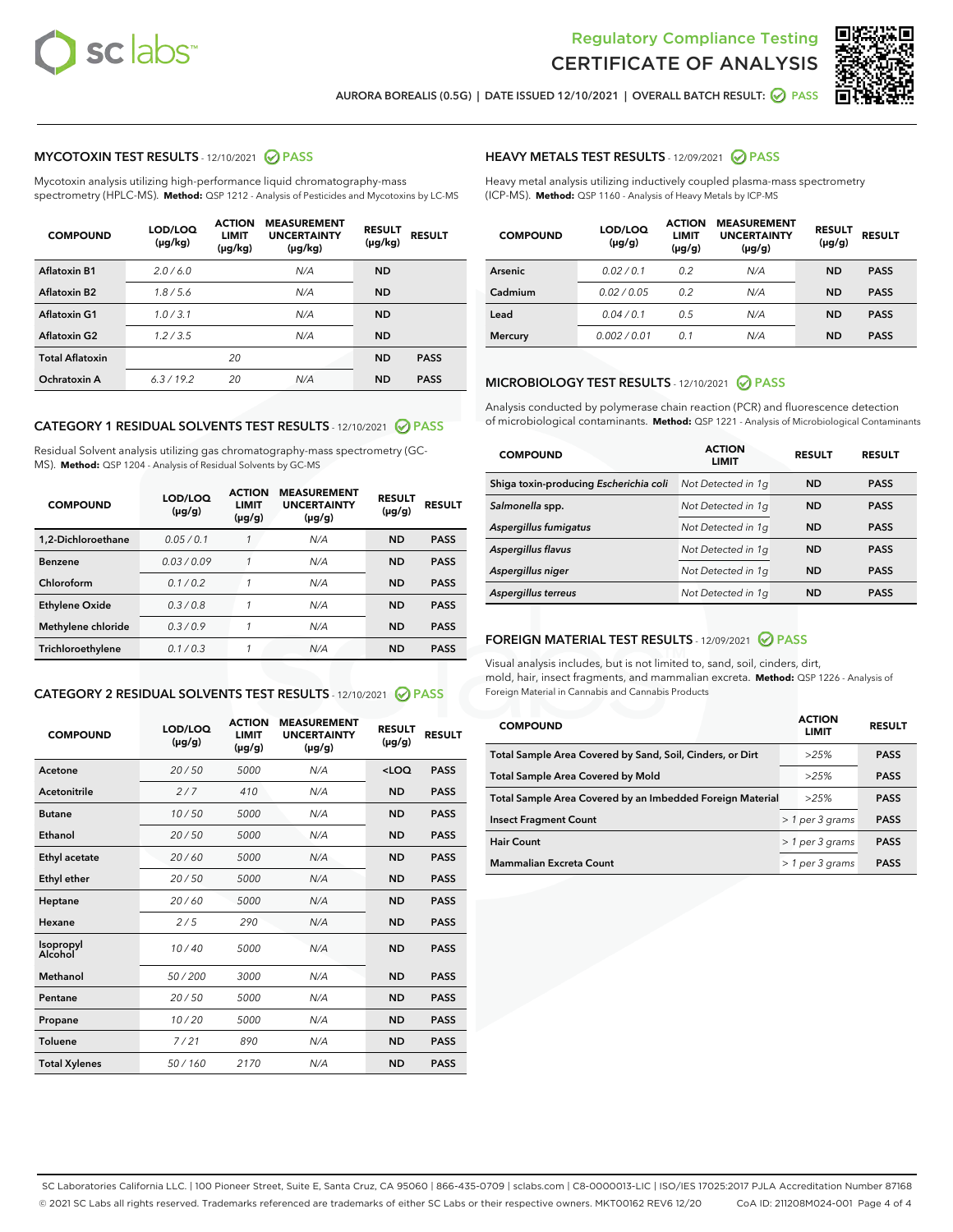Regulatory Compliance Testing

# CERTIFICATE OF ANALYSIS

AURORA BOREALIS (0.5G) | DATE ISSUED 12/10/2021 | OVERALL BATCH RESULT: PASS

## MYCOTOXIN TEST RESULTS - 12/10/2021 PASS

Mycotoxin analysis utilizing high-performance liquid chromatography-mass spectrometry (HPLC-MS). **Method:** QSP 1212 - Analysis of Pesticides and Mycotoxins by LC-MS

| COMPOUND | LOD/LOQ (μg/kg) | ACTION LIMIT (μg/kg) | MEASUREMENT UNCERTAINTY (μg/kg) | RESULT (μg/kg) | RESULT |
|---|---|---|---|---|---|
| Aflatoxin B1 | 2.0 / 6.0 | | N/A | ND | |
| Aflatoxin B2 | 1.8 / 5.6 | | N/A | ND | |
| Aflatoxin G1 | 1.0 / 3.1 | | N/A | ND | |
| Aflatoxin G2 | 1.2 / 3.5 | | N/A | ND | |
| Total Aflatoxin | | 20 | | ND | PASS |
| Ochratoxin A | 6.3 / 19.2 | 20 | N/A | ND | PASS |

## CATEGORY 1 RESIDUAL SOLVENTS TEST RESULTS - 12/10/2021 PASS

Residual Solvent analysis utilizing gas chromatography-mass spectrometry (GC-MS). **Method:** QSP 1204 - Analysis of Residual Solvents by GC-MS

| COMPOUND | LOD/LOQ (μg/g) | ACTION LIMIT (μg/g) | MEASUREMENT UNCERTAINTY (μg/g) | RESULT (μg/g) | RESULT |
|---|---|---|---|---|---|
| 1,2-Dichloroethane | 0.05 / 0.1 | 1 | N/A | ND | PASS |
| Benzene | 0.03 / 0.09 | 1 | N/A | ND | PASS |
| Chloroform | 0.1 / 0.2 | 1 | N/A | ND | PASS |
| Ethylene Oxide | 0.3 / 0.8 | 1 | N/A | ND | PASS |
| Methylene chloride | 0.3 / 0.9 | 1 | N/A | ND | PASS |
| Trichloroethylene | 0.1 / 0.3 | 1 | N/A | ND | PASS |

## CATEGORY 2 RESIDUAL SOLVENTS TEST RESULTS - 12/10/2021 PASS

| COMPOUND | LOD/LOQ (μg/g) | ACTION LIMIT (μg/g) | MEASUREMENT UNCERTAINTY (μg/g) | RESULT (μg/g) | RESULT |
|---|---|---|---|---|---|
| Acetone | 20 / 50 | 5000 | N/A | <LOQ | PASS |
| Acetonitrile | 2 / 7 | 410 | N/A | ND | PASS |
| Butane | 10 / 50 | 5000 | N/A | ND | PASS |
| Ethanol | 20 / 50 | 5000 | N/A | ND | PASS |
| Ethyl acetate | 20 / 60 | 5000 | N/A | ND | PASS |
| Ethyl ether | 20 / 50 | 5000 | N/A | ND | PASS |
| Heptane | 20 / 60 | 5000 | N/A | ND | PASS |
| Hexane | 2 / 5 | 290 | N/A | ND | PASS |
| Isopropyl Alcohol | 10 / 40 | 5000 | N/A | ND | PASS |
| Methanol | 50 / 200 | 3000 | N/A | ND | PASS |
| Pentane | 20 / 50 | 5000 | N/A | ND | PASS |
| Propane | 10 / 20 | 5000 | N/A | ND | PASS |
| Toluene | 7 / 21 | 890 | N/A | ND | PASS |
| Total Xylenes | 50 / 160 | 2170 | N/A | ND | PASS |

## HEAVY METALS TEST RESULTS - 12/09/2021 PASS

Heavy metal analysis utilizing inductively coupled plasma-mass spectrometry (ICP-MS). **Method:** QSP 1160 - Analysis of Heavy Metals by ICP-MS

| COMPOUND | LOD/LOQ (μg/g) | ACTION LIMIT (μg/g) | MEASUREMENT UNCERTAINTY (μg/g) | RESULT (μg/g) | RESULT |
|---|---|---|---|---|---|
| Arsenic | 0.02 / 0.1 | 0.2 | N/A | ND | PASS |
| Cadmium | 0.02 / 0.05 | 0.2 | N/A | ND | PASS |
| Lead | 0.04 / 0.1 | 0.5 | N/A | ND | PASS |
| Mercury | 0.002 / 0.01 | 0.1 | N/A | ND | PASS |

## MICROBIOLOGY TEST RESULTS - 12/10/2021 PASS

Analysis conducted by polymerase chain reaction (PCR) and fluorescence detection of microbiological contaminants. **Method:** QSP 1221 - Analysis of Microbiological Contaminants

| COMPOUND | ACTION LIMIT | RESULT | RESULT |
|---|---|---|---|
| Shiga toxin-producing *Escherichia coli* | Not Detected in 1g | ND | PASS |
| *Salmonella* spp. | Not Detected in 1g | ND | PASS |
| *Aspergillus fumigatus* | Not Detected in 1g | ND | PASS |
| *Aspergillus flavus* | Not Detected in 1g | ND | PASS |
| *Aspergillus niger* | Not Detected in 1g | ND | PASS |
| *Aspergillus terreus* | Not Detected in 1g | ND | PASS |

## FOREIGN MATERIAL TEST RESULTS - 12/09/2021 PASS

Visual analysis includes, but is not limited to, sand, soil, cinders, dirt, mold, hair, insect fragments, and mammalian excreta. **Method:** QSP 1226 - Analysis of Foreign Material in Cannabis and Cannabis Products

| COMPOUND | ACTION LIMIT | RESULT |
|---|---|---|
| Total Sample Area Covered by Sand, Soil, Cinders, or Dirt | >25% | PASS |
| Total Sample Area Covered by Mold | >25% | PASS |
| Total Sample Area Covered by an Imbedded Foreign Material | >25% | PASS |
| Insect Fragment Count | > 1 per 3 grams | PASS |
| Hair Count | > 1 per 3 grams | PASS |
| Mammalian Excreta Count | > 1 per 3 grams | PASS |

SC Laboratories California LLC. | 100 Pioneer Street, Suite E, Santa Cruz, CA 95060 | 866-435-0709 | sclabs.com | C8-0000013-LIC | ISO/IES 17025:2017 PJLA Accreditation Number 87168
© 2021 SC Labs all rights reserved. Trademarks referenced are trademarks of either SC Labs or their respective owners. MKT00162 REV6 12/20 CoA ID: 211208M024-001